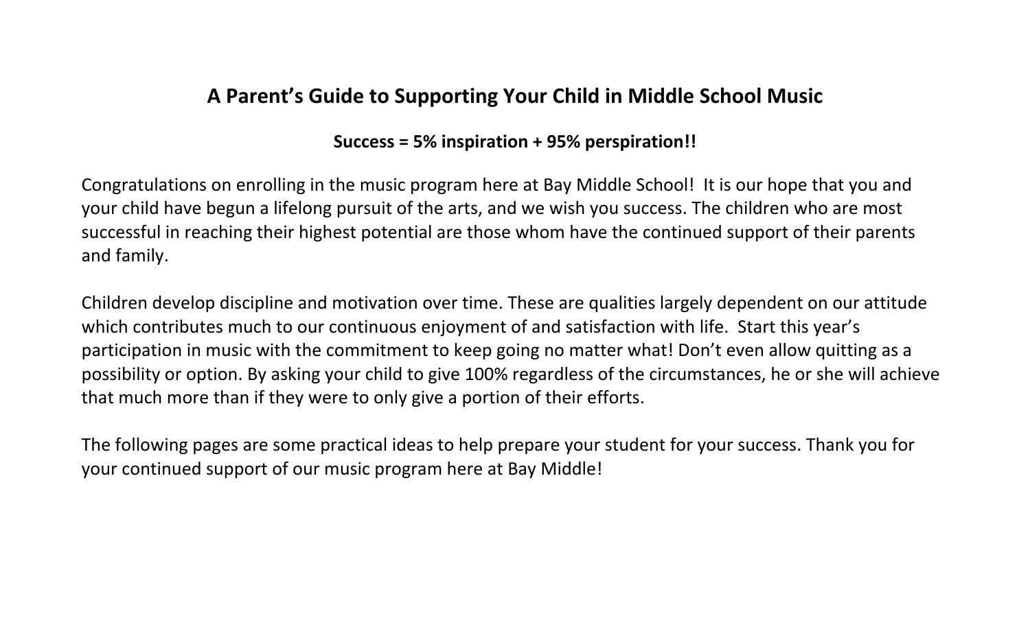# A Parent's Guide to Supporting Your Child in Middle School Music

**Success = 5% inspiration + 95% perspiration!!**

Congratulations on enrolling in the music program here at Bay Middle School! It is our hope that you and your child have begun a lifelong pursuit of the arts, and we wish you success. The children who are most successful in reaching their highest potential are those whom have the continued support of their parents and family.

Children develop discipline and motivation over time. These are qualities largely dependent on our attitude which contributes much to our continuous enjoyment of and satisfaction with life. Start this year's participation in music with the commitment to keep going no matter what! Don't even allow quitting as a possibility or option. By asking your child to give 100% regardless of the circumstances, he or she will achieve that much more than if they were to only give a portion of their efforts.

The following pages are some practical ideas to help prepare your student for your success. Thank you for your continued support of our music program here at Bay Middle!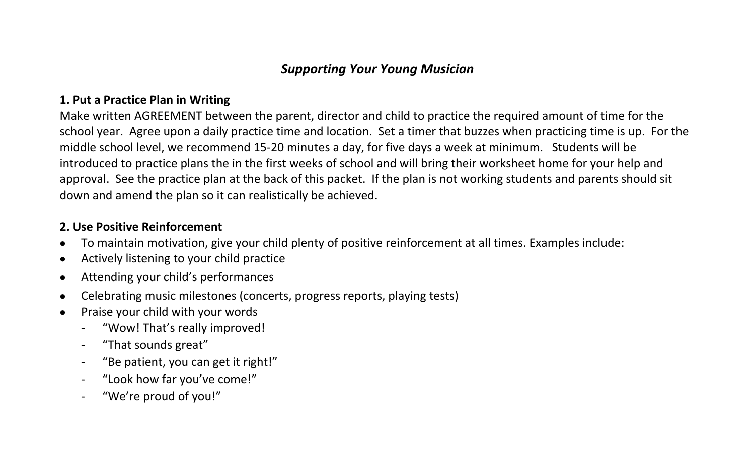## *Supporting Your Young Musician*

**1. Put a Practice Plan in Writing**

Make written AGREEMENT between the parent, director and child to practice the required amount of time for the school year. Agree upon a daily practice time and location. Set a timer that buzzes when practicing time is up. For the middle school level, we recommend 15-20 minutes a day, for five days a week at minimum. Students will be introduced to practice plans the in the first weeks of school and will bring their worksheet home for your help and approval. See the practice plan at the back of this packet. If the plan is not working students and parents should sit down and amend the plan so it can realistically be achieved.

**2. Use Positive Reinforcement**

- To maintain motivation, give your child plenty of positive reinforcement at all times. Examples include:
- Actively listening to your child practice
- Attending your child's performances
- Celebrating music milestones (concerts, progress reports, playing tests)
- Praise your child with your words
    - "Wow! That's really improved!
    - "That sounds great"
    - "Be patient, you can get it right!"
    - "Look how far you've come!"
    - "We're proud of you!"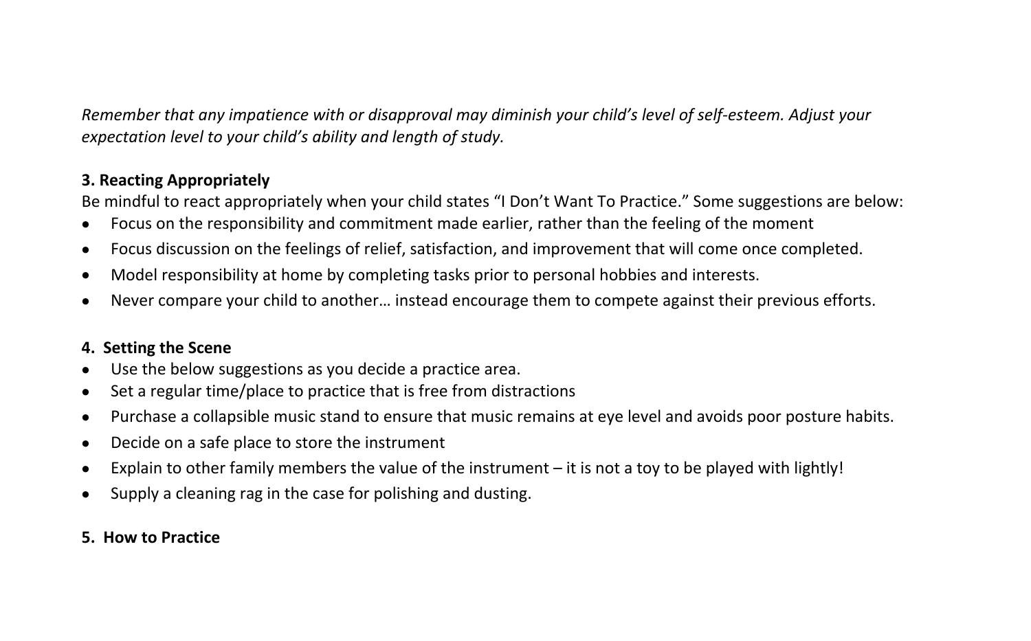*Remember that any impatience with or disapproval may diminish your child's level of self-esteem. Adjust your expectation level to your child's ability and length of study.*

**3. Reacting Appropriately**

Be mindful to react appropriately when your child states "I Don't Want To Practice." Some suggestions are below:

- Focus on the responsibility and commitment made earlier, rather than the feeling of the moment
- Focus discussion on the feelings of relief, satisfaction, and improvement that will come once completed.
- Model responsibility at home by completing tasks prior to personal hobbies and interests.
- Never compare your child to another… instead encourage them to compete against their previous efforts.

**4. Setting the Scene**

- Use the below suggestions as you decide a practice area.
- Set a regular time/place to practice that is free from distractions
- Purchase a collapsible music stand to ensure that music remains at eye level and avoids poor posture habits.
- Decide on a safe place to store the instrument
- Explain to other family members the value of the instrument – it is not a toy to be played with lightly!
- Supply a cleaning rag in the case for polishing and dusting.

**5. How to Practice**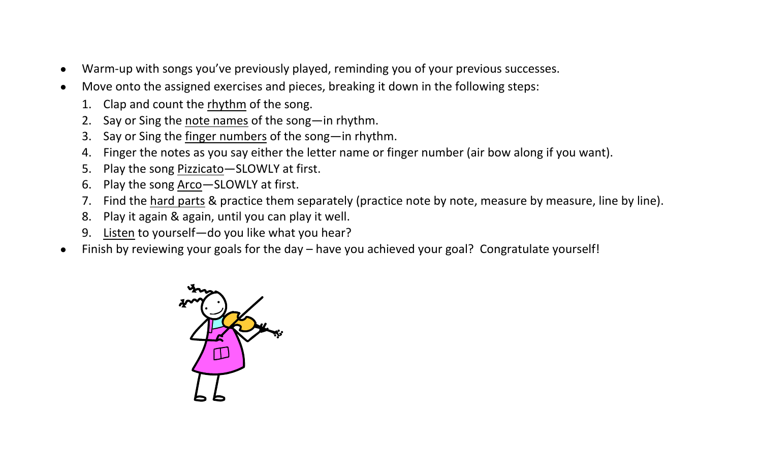- Warm-up with songs you've previously played, reminding you of your previous successes.
- Move onto the assigned exercises and pieces, breaking it down in the following steps:
  1. Clap and count the <u>rhythm</u> of the song.
  2. Say or Sing the <u>note names</u> of the song—in rhythm.
  3. Say or Sing the <u>finger numbers</u> of the song—in rhythm.
  4. Finger the notes as you say either the letter name or finger number (air bow along if you want).
  5. Play the song <u>Pizzicato</u>—SLOWLY at first.
  6. Play the song <u>Arco</u>—SLOWLY at first.
  7. Find the <u>hard parts</u> & practice them separately (practice note by note, measure by measure, line by line).
  8. Play it again & again, until you can play it well.
  9. <u>Listen</u> to yourself—do you like what you hear?
- Finish by reviewing your goals for the day – have you achieved your goal? Congratulate yourself!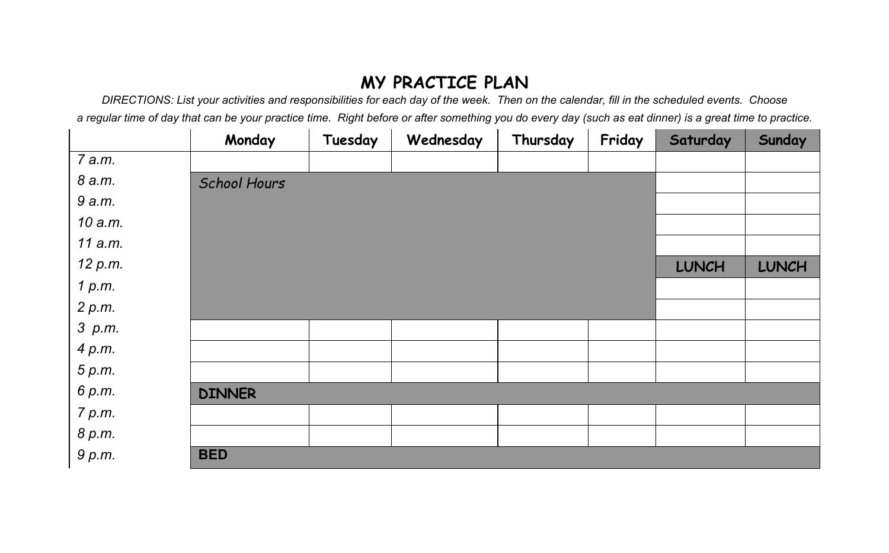# MY PRACTICE PLAN

*DIRECTIONS: List your activities and responsibilities for each day of the week. Then on the calendar, fill in the scheduled events. Choose a regular time of day that can be your practice time. Right before or after something you do every day (such as eat dinner) is a great time to practice.*

| | Monday | Tuesday | Wednesday | Thursday | Friday | Saturday | Sunday |
|---|---|---|---|---|---|---|---|
| *7 a.m.* | | | | | | | |
| *8 a.m.* | *School Hours* | | | | | | |
| *9 a.m.* | | | | | | | |
| *10 a.m.* | | | | | | | |
| *11 a.m.* | | | | | | | |
| *12 p.m.* | | | | | | **LUNCH** | **LUNCH** |
| *1 p.m.* | | | | | | | |
| *2 p.m.* | | | | | | | |
| *3 p.m.* | | | | | | | |
| *4 p.m.* | | | | | | | |
| *5 p.m.* | | | | | | | |
| *6 p.m.* | **DINNER** | | | | | | |
| *7 p.m.* | | | | | | | |
| *8 p.m.* | | | | | | | |
| *9 p.m.* | **BED** | | | | | | |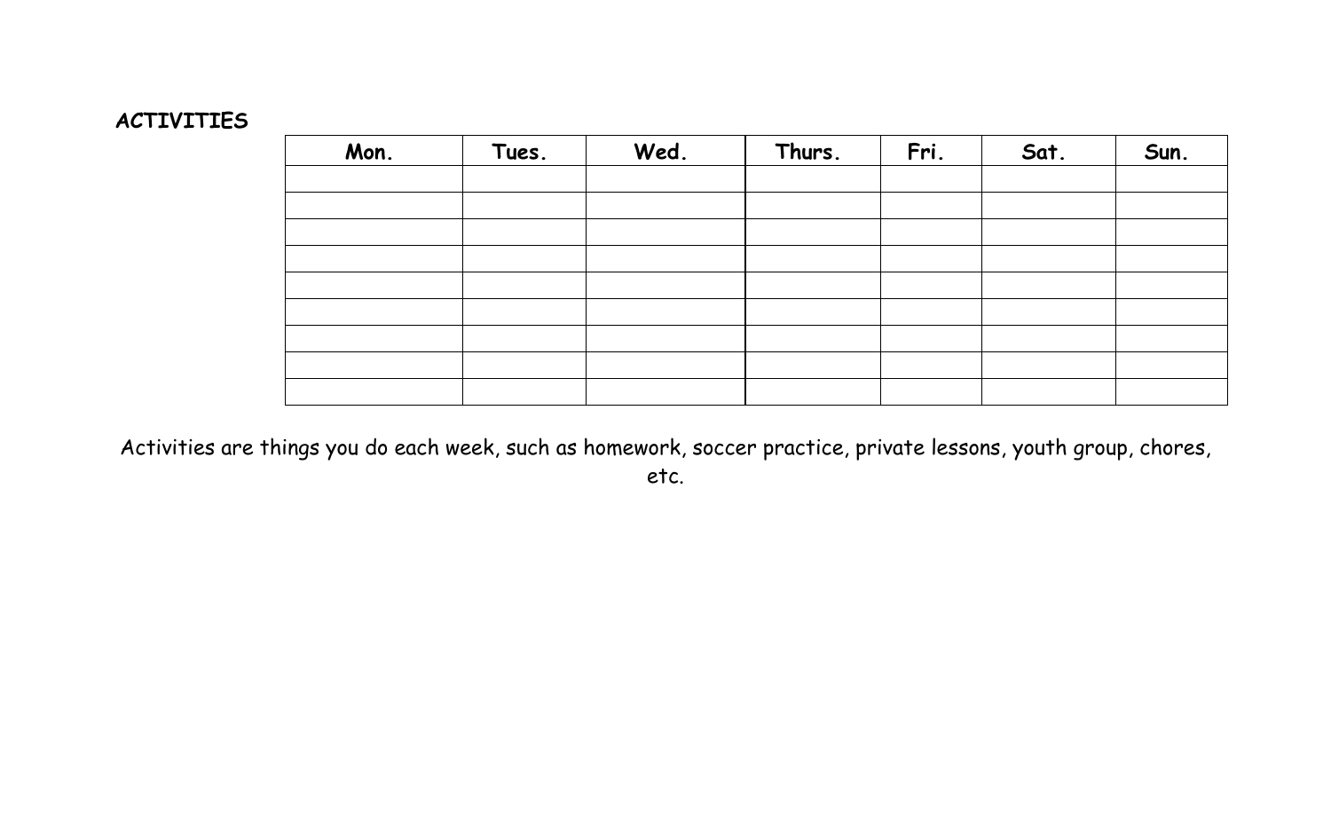**ACTIVITIES**

| Mon. | Tues. | Wed. | Thurs. | Fri. | Sat. | Sun. |
|---|---|---|---|---|---|---|
| | | | | | | |
| | | | | | | |
| | | | | | | |
| | | | | | | |
| | | | | | | |
| | | | | | | |
| | | | | | | |
| | | | | | | |
| | | | | | | |

Activities are things you do each week, such as homework, soccer practice, private lessons, youth group, chores, etc.